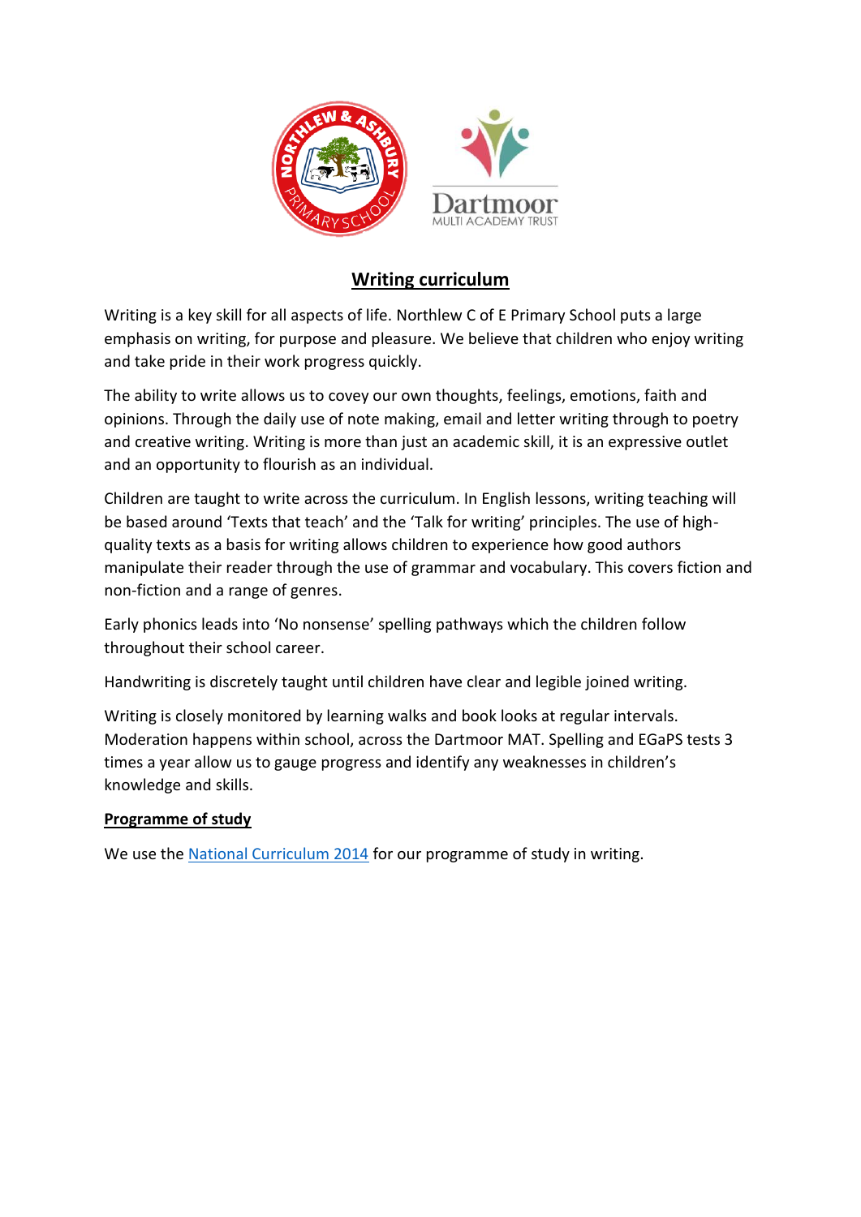# Writing curriculum

Writing is a key skill for all aspects of life. Northlew C of E Primary School puts a large emphasis on writing, for purpose and pleasure. We believe that children who enjoy writing and take pride in their work progress quickly.

The ability to write allows us to covey our own thoughts, feelings, emotions, faith and opinions. Through the daily use of note making, email and letter writing through to poetry and creative writing. Writing is more than just an academic skill, it is an expressive outlet and an opportunity to flourish as an individual.

Children are taught to write across the curriculum. In English lessons, writing teaching will be based around 'Texts that teach' and the 'Talk for writing' principles. The use of high-quality texts as a basis for writing allows children to experience how good authors manipulate their reader through the use of grammar and vocabulary. This covers fiction and non-fiction and a range of genres.

Early phonics leads into 'No nonsense' spelling pathways which the children follow throughout their school career.

Handwriting is discretely taught until children have clear and legible joined writing.

Writing is closely monitored by learning walks and book looks at regular intervals. Moderation happens within school, across the Dartmoor MAT. Spelling and EGaPS tests 3 times a year allow us to gauge progress and identify any weaknesses in children's knowledge and skills.

## Programme of study

We use the National Curriculum 2014 for our programme of study in writing.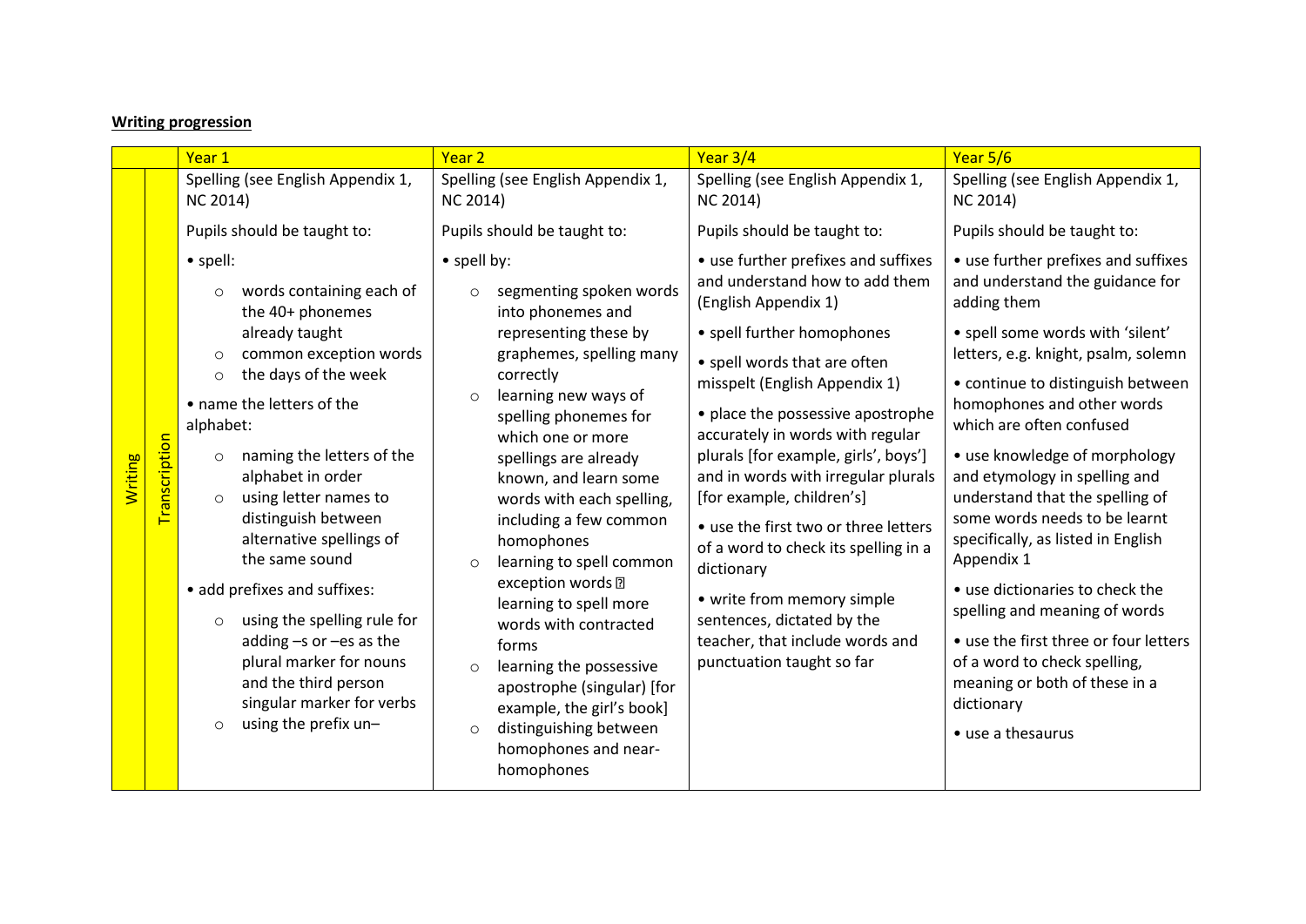**Writing progression**

| | | Year 1 | Year 2 | Year 3/4 | Year 5/6 |
|---|---|---|---|---|---|
| Writing | Transcription | Spelling (see English Appendix 1, NC 2014)<br><br>Pupils should be taught to:<br><br>• spell:<br>○ words containing each of the 40+ phonemes already taught<br>○ common exception words<br>○ the days of the week<br><br>• name the letters of the alphabet:<br>○ naming the letters of the alphabet in order<br>○ using letter names to distinguish between alternative spellings of the same sound<br><br>• add prefixes and suffixes:<br>○ using the spelling rule for adding –s or –es as the plural marker for nouns and the third person singular marker for verbs<br>○ using the prefix un– | Spelling (see English Appendix 1, NC 2014)<br><br>Pupils should be taught to:<br><br>• spell by:<br>○ segmenting spoken words into phonemes and representing these by graphemes, spelling many correctly<br>○ learning new ways of spelling phonemes for which one or more spellings are already known, and learn some words with each spelling, including a few common homophones<br>○ learning to spell common exception words  learning to spell more words with contracted forms<br>○ learning the possessive apostrophe (singular) [for example, the girl's book]<br>○ distinguishing between homophones and near-homophones | Spelling (see English Appendix 1, NC 2014)<br><br>Pupils should be taught to:<br><br>• use further prefixes and suffixes and understand how to add them (English Appendix 1)<br><br>• spell further homophones<br><br>• spell words that are often misspelt (English Appendix 1)<br><br>• place the possessive apostrophe accurately in words with regular plurals [for example, girls', boys'] and in words with irregular plurals [for example, children's]<br><br>• use the first two or three letters of a word to check its spelling in a dictionary<br><br>• write from memory simple sentences, dictated by the teacher, that include words and punctuation taught so far | Spelling (see English Appendix 1, NC 2014)<br><br>Pupils should be taught to:<br><br>• use further prefixes and suffixes and understand the guidance for adding them<br><br>• spell some words with 'silent' letters, e.g. knight, psalm, solemn<br><br>• continue to distinguish between homophones and other words which are often confused<br><br>• use knowledge of morphology and etymology in spelling and understand that the spelling of some words needs to be learnt specifically, as listed in English Appendix 1<br><br>• use dictionaries to check the spelling and meaning of words<br><br>• use the first three or four letters of a word to check spelling, meaning or both of these in a dictionary<br><br>• use a thesaurus |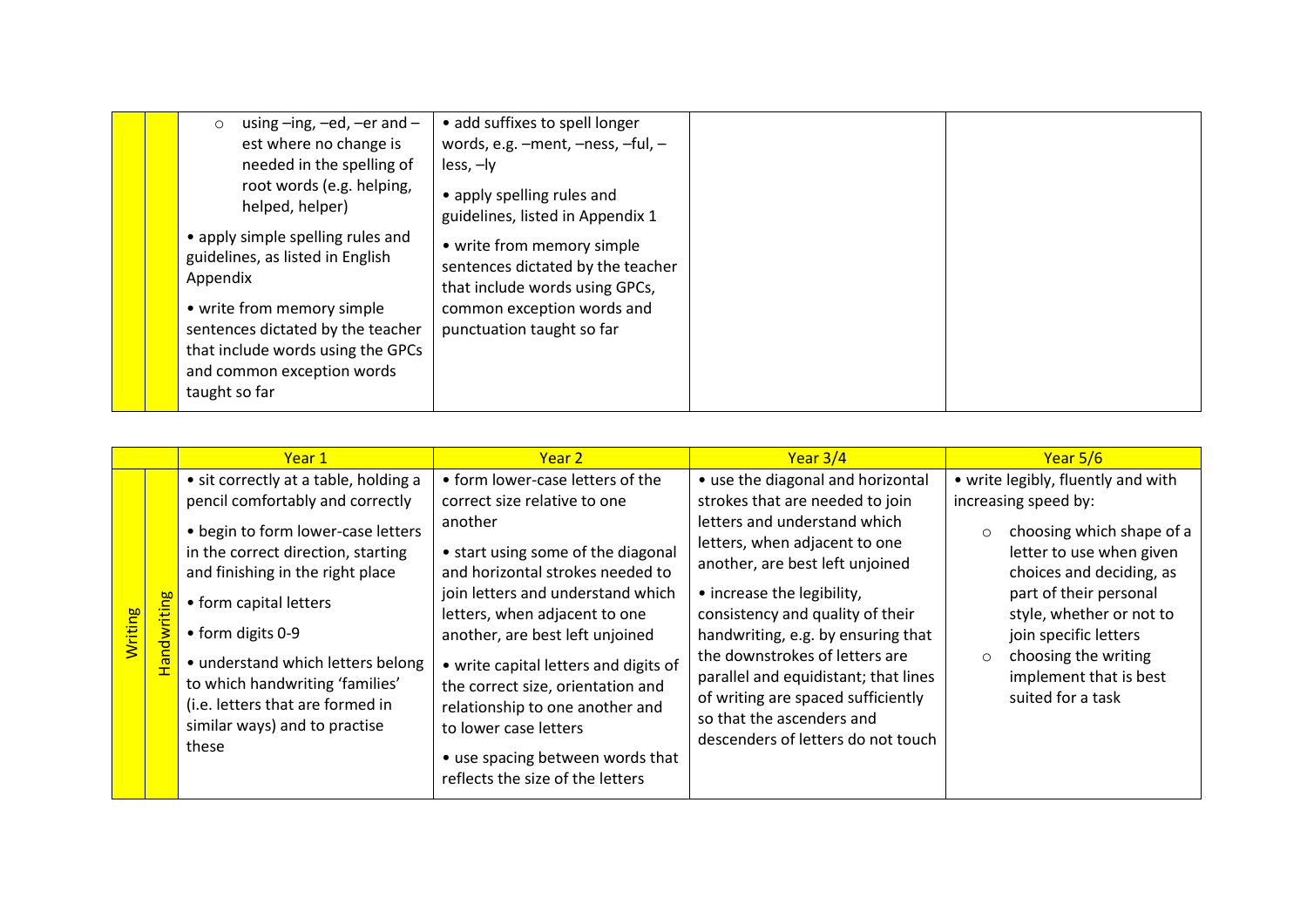| | | | | | |
|---|---|---|---|---|---|
| | | ○ using –ing, –ed, –er and –est where no change is needed in the spelling of root words (e.g. helping, helped, helper)<br><br>• apply simple spelling rules and guidelines, as listed in English Appendix<br><br>• write from memory simple sentences dictated by the teacher that include words using the GPCs and common exception words taught so far | • add suffixes to spell longer words, e.g. –ment, –ness, –ful, –less, –ly<br><br>• apply spelling rules and guidelines, listed in Appendix 1<br><br>• write from memory simple sentences dictated by the teacher that include words using GPCs, common exception words and punctuation taught so far | | |

| | | Year 1 | Year 2 | Year 3/4 | Year 5/6 |
|---|---|---|---|---|---|
| Writing | Handwriting | • sit correctly at a table, holding a pencil comfortably and correctly<br><br>• begin to form lower-case letters in the correct direction, starting and finishing in the right place<br><br>• form capital letters<br><br>• form digits 0-9<br><br>• understand which letters belong to which handwriting 'families' (i.e. letters that are formed in similar ways) and to practise these | • form lower-case letters of the correct size relative to one another<br><br>• start using some of the diagonal and horizontal strokes needed to join letters and understand which letters, when adjacent to one another, are best left unjoined<br><br>• write capital letters and digits of the correct size, orientation and relationship to one another and to lower case letters<br><br>• use spacing between words that reflects the size of the letters | • use the diagonal and horizontal strokes that are needed to join letters and understand which letters, when adjacent to one another, are best left unjoined<br><br>• increase the legibility, consistency and quality of their handwriting, e.g. by ensuring that the downstrokes of letters are parallel and equidistant; that lines of writing are spaced sufficiently so that the ascenders and descenders of letters do not touch | • write legibly, fluently and with increasing speed by:<br><br>○ choosing which shape of a letter to use when given choices and deciding, as part of their personal style, whether or not to join specific letters<br>○ choosing the writing implement that is best suited for a task |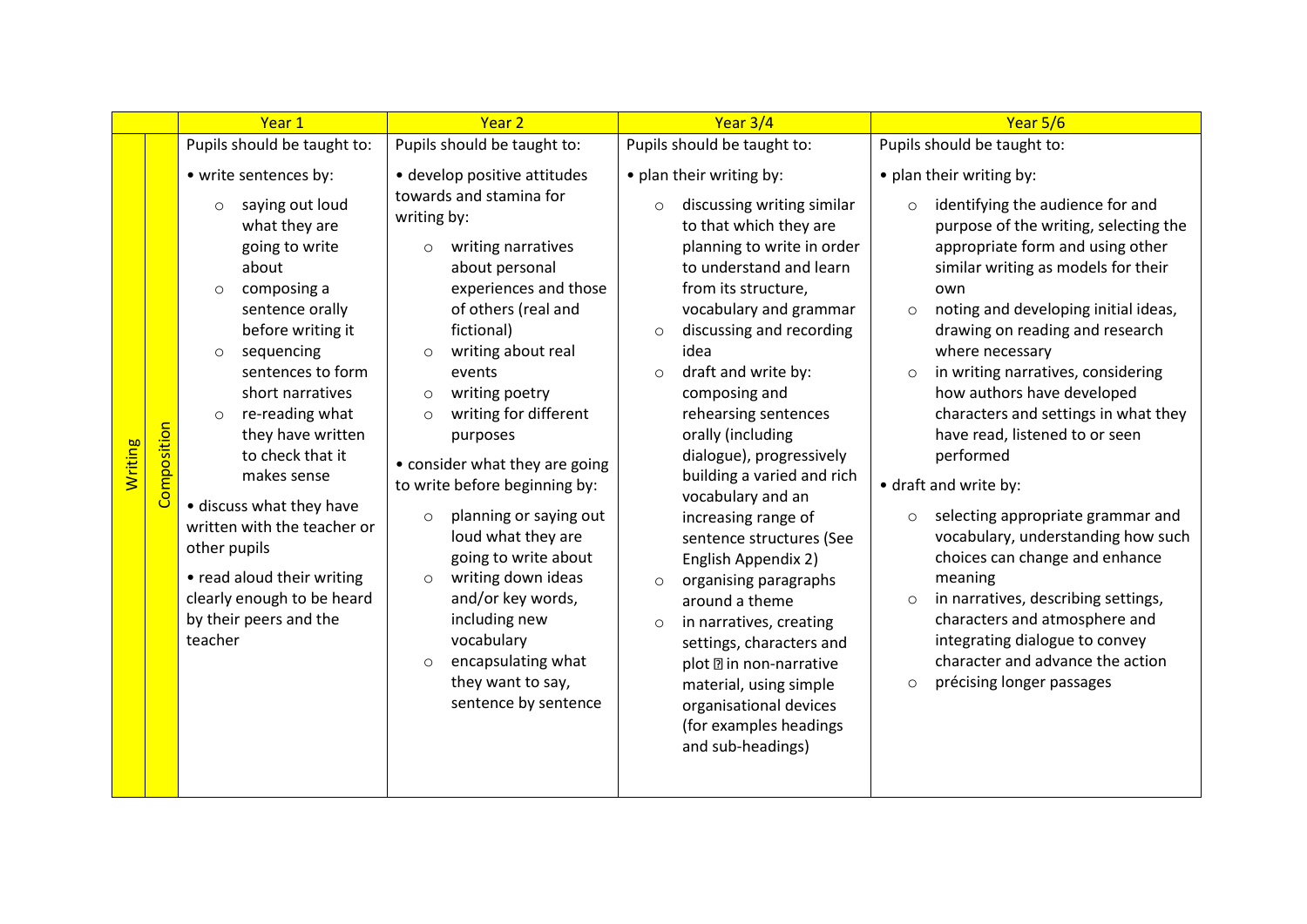| | | Year 1 | Year 2 | Year 3/4 | Year 5/6 |
|---|---|---|---|---|---|
| Writing | Composition | Pupils should be taught to:<br><br>• write sentences by:<br>○ saying out loud what they are going to write about<br>○ composing a sentence orally before writing it<br>○ sequencing sentences to form short narratives<br>○ re-reading what they have written to check that it makes sense<br><br>• discuss what they have written with the teacher or other pupils<br><br>• read aloud their writing clearly enough to be heard by their peers and the teacher | Pupils should be taught to:<br><br>• develop positive attitudes towards and stamina for writing by:<br>○ writing narratives about personal experiences and those of others (real and fictional)<br>○ writing about real events<br>○ writing poetry<br>○ writing for different purposes<br><br>• consider what they are going to write before beginning by:<br>○ planning or saying out loud what they are going to write about<br>○ writing down ideas and/or key words, including new vocabulary<br>○ encapsulating what they want to say, sentence by sentence | Pupils should be taught to:<br><br>• plan their writing by:<br>○ discussing writing similar to that which they are planning to write in order to understand and learn from its structure, vocabulary and grammar<br>○ discussing and recording idea<br>○ draft and write by: composing and rehearsing sentences orally (including dialogue), progressively building a varied and rich vocabulary and an increasing range of sentence structures (See English Appendix 2)<br>○ organising paragraphs around a theme<br>○ in narratives, creating settings, characters and plot  in non-narrative material, using simple organisational devices (for examples headings and sub-headings) | Pupils should be taught to:<br><br>• plan their writing by:<br>○ identifying the audience for and purpose of the writing, selecting the appropriate form and using other similar writing as models for their own<br>○ noting and developing initial ideas, drawing on reading and research where necessary<br>○ in writing narratives, considering how authors have developed characters and settings in what they have read, listened to or seen performed<br><br>• draft and write by:<br>○ selecting appropriate grammar and vocabulary, understanding how such choices can change and enhance meaning<br>○ in narratives, describing settings, characters and atmosphere and integrating dialogue to convey character and advance the action<br>○ précising longer passages |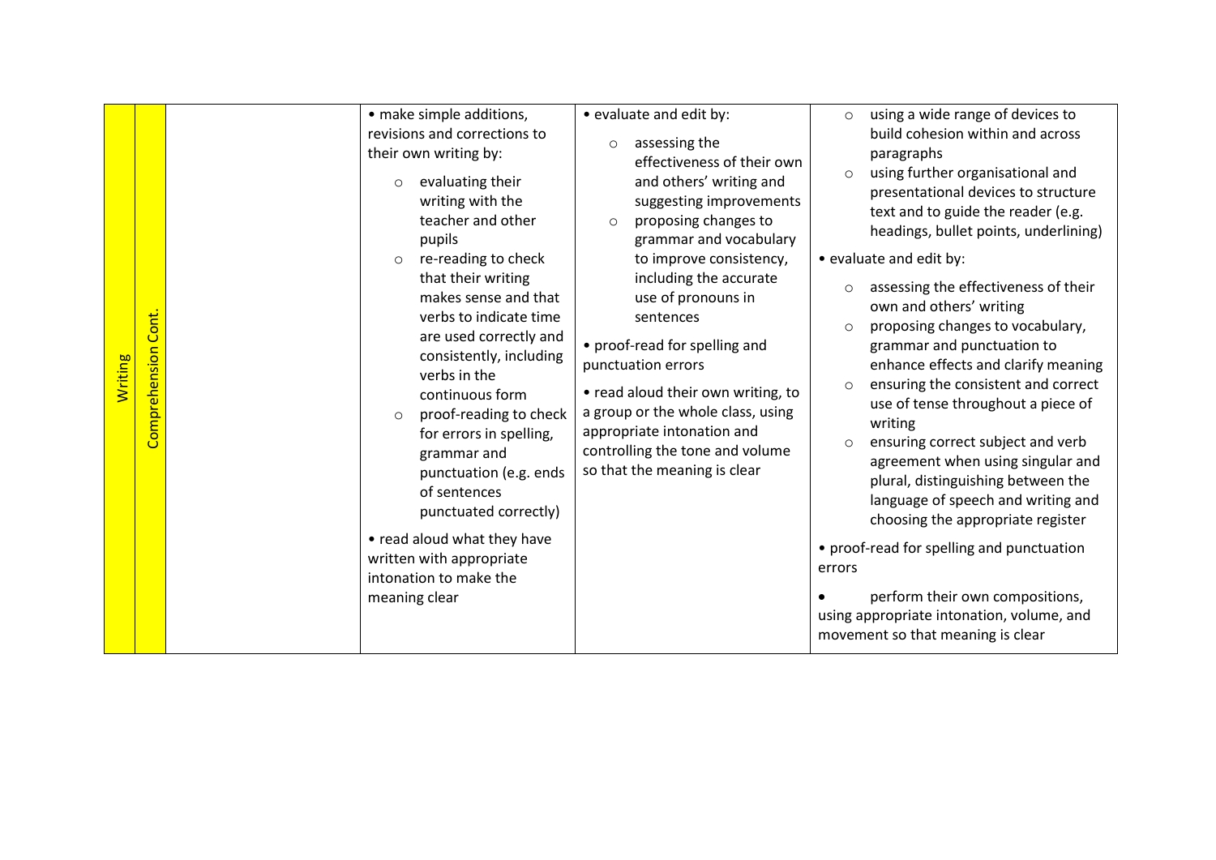| Writing | Comprehension Cont. | | • make simple additions, revisions and corrections to their own writing by:<br>○ evaluating their writing with the teacher and other pupils<br>○ re-reading to check that their writing makes sense and that verbs to indicate time are used correctly and consistently, including verbs in the continuous form<br>○ proof-reading to check for errors in spelling, grammar and punctuation (e.g. ends of sentences punctuated correctly)<br><br>• read aloud what they have written with appropriate intonation to make the meaning clear | • evaluate and edit by:<br>○ assessing the effectiveness of their own and others' writing and suggesting improvements<br>○ proposing changes to grammar and vocabulary to improve consistency, including the accurate use of pronouns in sentences<br><br>• proof-read for spelling and punctuation errors<br><br>• read aloud their own writing, to a group or the whole class, using appropriate intonation and controlling the tone and volume so that the meaning is clear | ○ using a wide range of devices to build cohesion within and across paragraphs<br>○ using further organisational and presentational devices to structure text and to guide the reader (e.g. headings, bullet points, underlining)<br><br>• evaluate and edit by:<br>○ assessing the effectiveness of their own and others' writing<br>○ proposing changes to vocabulary, grammar and punctuation to enhance effects and clarify meaning<br>○ ensuring the consistent and correct use of tense throughout a piece of writing<br>○ ensuring correct subject and verb agreement when using singular and plural, distinguishing between the language of speech and writing and choosing the appropriate register<br><br>• proof-read for spelling and punctuation errors<br><br>• perform their own compositions, using appropriate intonation, volume, and movement so that meaning is clear |
|---|---|---|---|---|---|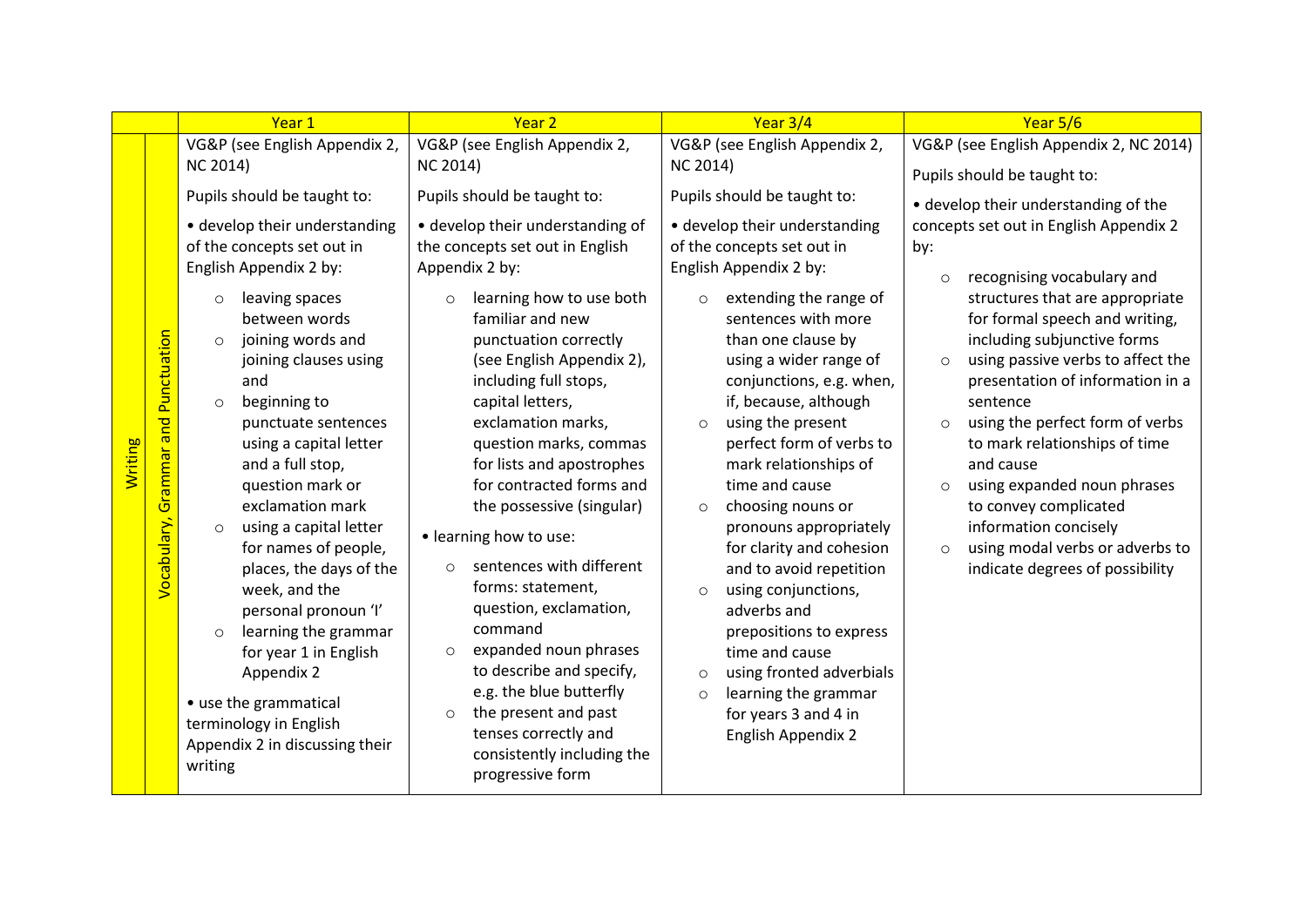| | | Year 1 | Year 2 | Year 3/4 | Year 5/6 |
|---|---|---|---|---|---|
| Writing | Vocabulary, Grammar and Punctuation | VG&P (see English Appendix 2, NC 2014)<br><br>Pupils should be taught to:<br><br>• develop their understanding of the concepts set out in English Appendix 2 by:<br>○ leaving spaces between words<br>○ joining words and joining clauses using and<br>○ beginning to punctuate sentences using a capital letter and a full stop, question mark or exclamation mark<br>○ using a capital letter for names of people, places, the days of the week, and the personal pronoun 'I'<br>○ learning the grammar for year 1 in English Appendix 2<br><br>• use the grammatical terminology in English Appendix 2 in discussing their writing | VG&P (see English Appendix 2, NC 2014)<br><br>Pupils should be taught to:<br><br>• develop their understanding of the concepts set out in English Appendix 2 by:<br>○ learning how to use both familiar and new punctuation correctly (see English Appendix 2), including full stops, capital letters, exclamation marks, question marks, commas for lists and apostrophes for contracted forms and the possessive (singular)<br><br>• learning how to use:<br>○ sentences with different forms: statement, question, exclamation, command<br>○ expanded noun phrases to describe and specify, e.g. the blue butterfly<br>○ the present and past tenses correctly and consistently including the progressive form | VG&P (see English Appendix 2, NC 2014)<br><br>Pupils should be taught to:<br><br>• develop their understanding of the concepts set out in English Appendix 2 by:<br>○ extending the range of sentences with more than one clause by using a wider range of conjunctions, e.g. when, if, because, although<br>○ using the present perfect form of verbs to mark relationships of time and cause<br>○ choosing nouns or pronouns appropriately for clarity and cohesion and to avoid repetition<br>○ using conjunctions, adverbs and prepositions to express time and cause<br>○ using fronted adverbials<br>○ learning the grammar for years 3 and 4 in English Appendix 2 | VG&P (see English Appendix 2, NC 2014)<br><br>Pupils should be taught to:<br><br>• develop their understanding of the concepts set out in English Appendix 2 by:<br>○ recognising vocabulary and structures that are appropriate for formal speech and writing, including subjunctive forms<br>○ using passive verbs to affect the presentation of information in a sentence<br>○ using the perfect form of verbs to mark relationships of time and cause<br>○ using expanded noun phrases to convey complicated information concisely<br>○ using modal verbs or adverbs to indicate degrees of possibility |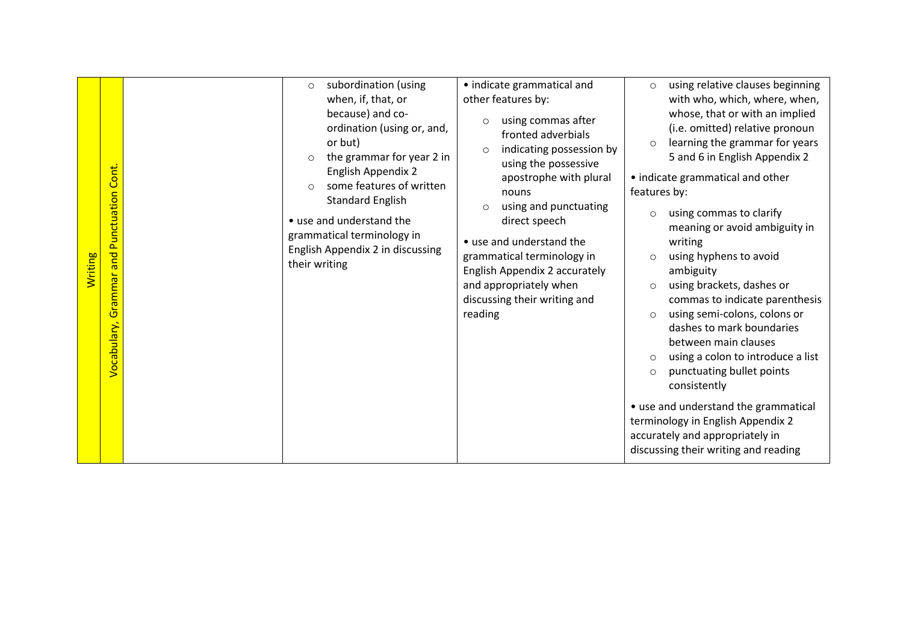| | | | | | |
|---|---|---|---|---|---|
| Writing | Vocabulary, Grammar and Punctuation Cont. | | ○ subordination (using when, if, that, or because) and co-ordination (using or, and, or but)<br>○ the grammar for year 2 in English Appendix 2<br>○ some features of written Standard English<br><br>• use and understand the grammatical terminology in English Appendix 2 in discussing their writing | • indicate grammatical and other features by:<br>○ using commas after fronted adverbials<br>○ indicating possession by using the possessive apostrophe with plural nouns<br>○ using and punctuating direct speech<br><br>• use and understand the grammatical terminology in English Appendix 2 accurately and appropriately when discussing their writing and reading | ○ using relative clauses beginning with who, which, where, when, whose, that or with an implied (i.e. omitted) relative pronoun<br>○ learning the grammar for years 5 and 6 in English Appendix 2<br><br>• indicate grammatical and other features by:<br>○ using commas to clarify meaning or avoid ambiguity in writing<br>○ using hyphens to avoid ambiguity<br>○ using brackets, dashes or commas to indicate parenthesis<br>○ using semi-colons, colons or dashes to mark boundaries between main clauses<br>○ using a colon to introduce a list<br>○ punctuating bullet points consistently<br><br>• use and understand the grammatical terminology in English Appendix 2 accurately and appropriately in discussing their writing and reading |